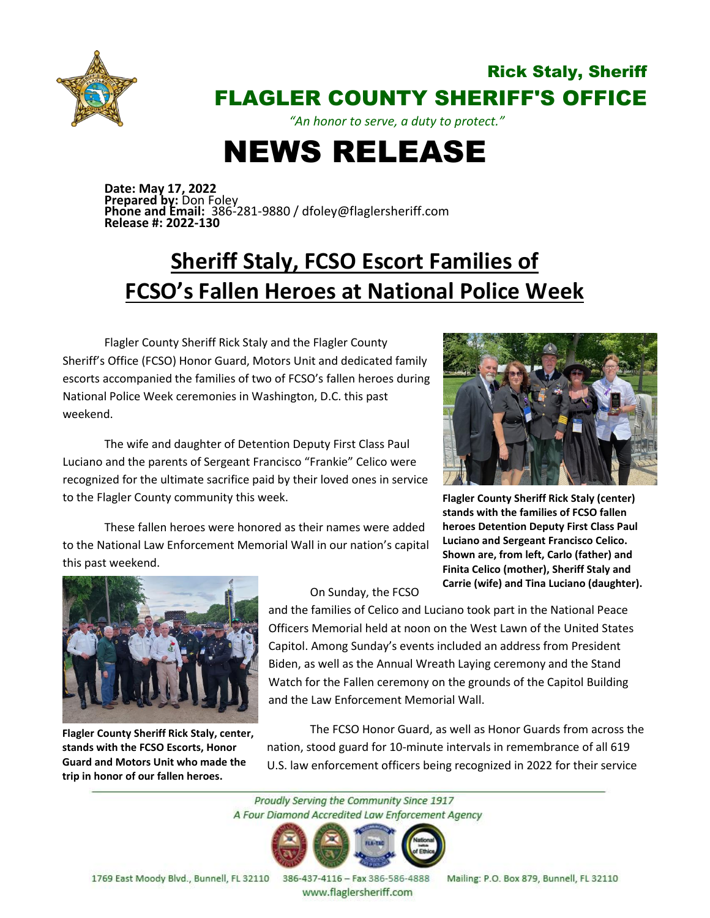Rick Staly, Sheriff

**FLAGLER COUNTY SHERIFF'S OFFICE**

*"An honor to serve, a duty to protect."*

# NEWS RELEASE

**Date: May 17, 2022**
**Prepared by:** Don Foley
**Phone and Email:** 386-281-9880 / dfoley@flaglersheriff.com
**Release #: 2022-130**

## Sheriff Staly, FCSO Escort Families of FCSO's Fallen Heroes at National Police Week

Flagler County Sheriff Rick Staly and the Flagler County Sheriff's Office (FCSO) Honor Guard, Motors Unit and dedicated family escorts accompanied the families of two of FCSO's fallen heroes during National Police Week ceremonies in Washington, D.C. this past weekend.

The wife and daughter of Detention Deputy First Class Paul Luciano and the parents of Sergeant Francisco "Frankie" Celico were recognized for the ultimate sacrifice paid by their loved ones in service to the Flagler County community this week.

These fallen heroes were honored as their names were added to the National Law Enforcement Memorial Wall in our nation's capital this past weekend.

**Flagler County Sheriff Rick Staly (center) stands with the families of FCSO fallen heroes Detention Deputy First Class Paul Luciano and Sergeant Francisco Celico. Shown are, from left, Carlo (father) and Finita Celico (mother), Sheriff Staly and Carrie (wife) and Tina Luciano (daughter).**

On Sunday, the FCSO and the families of Celico and Luciano took part in the National Peace Officers Memorial held at noon on the West Lawn of the United States Capitol. Among Sunday's events included an address from President Biden, as well as the Annual Wreath Laying ceremony and the Stand Watch for the Fallen ceremony on the grounds of the Capitol Building and the Law Enforcement Memorial Wall.

**Flagler County Sheriff Rick Staly, center, stands with the FCSO Escorts, Honor Guard and Motors Unit who made the trip in honor of our fallen heroes.**

The FCSO Honor Guard, as well as Honor Guards from across the nation, stood guard for 10-minute intervals in remembrance of all 619 U.S. law enforcement officers being recognized in 2022 for their service

*Proudly Serving the Community Since 1917*
*A Four Diamond Accredited Law Enforcement Agency*

1769 East Moody Blvd., Bunnell, FL 32110 386-437-4116 – Fax 386-586-4888 Mailing: P.O. Box 879, Bunnell, FL 32110
www.flaglersheriff.com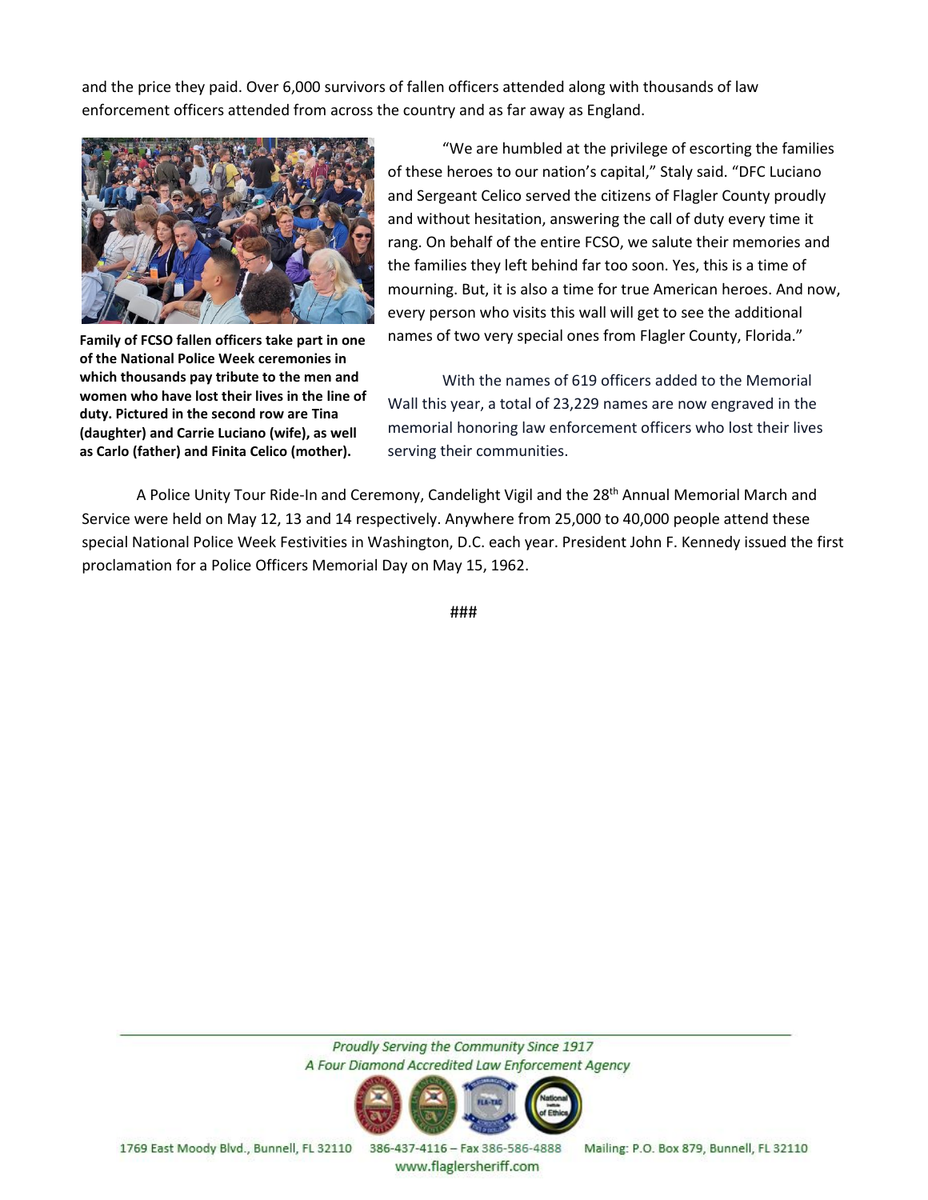and the price they paid. Over 6,000 survivors of fallen officers attended along with thousands of law enforcement officers attended from across the country and as far away as England.

**Family of FCSO fallen officers take part in one of the National Police Week ceremonies in which thousands pay tribute to the men and women who have lost their lives in the line of duty. Pictured in the second row are Tina (daughter) and Carrie Luciano (wife), as well as Carlo (father) and Finita Celico (mother).**

"We are humbled at the privilege of escorting the families of these heroes to our nation's capital," Staly said. "DFC Luciano and Sergeant Celico served the citizens of Flagler County proudly and without hesitation, answering the call of duty every time it rang. On behalf of the entire FCSO, we salute their memories and the families they left behind far too soon. Yes, this is a time of mourning. But, it is also a time for true American heroes. And now, every person who visits this wall will get to see the additional names of two very special ones from Flagler County, Florida."

With the names of 619 officers added to the Memorial Wall this year, a total of 23,229 names are now engraved in the memorial honoring law enforcement officers who lost their lives serving their communities.

A Police Unity Tour Ride-In and Ceremony, Candelight Vigil and the 28th Annual Memorial March and Service were held on May 12, 13 and 14 respectively. Anywhere from 25,000 to 40,000 people attend these special National Police Week Festivities in Washington, D.C. each year. President John F. Kennedy issued the first proclamation for a Police Officers Memorial Day on May 15, 1962.

###

*Proudly Serving the Community Since 1917*
*A Four Diamond Accredited Law Enforcement Agency*

1769 East Moody Blvd., Bunnell, FL 32110    386-437-4116 – Fax 386-586-4888    Mailing: P.O. Box 879, Bunnell, FL 32110
www.flaglersheriff.com